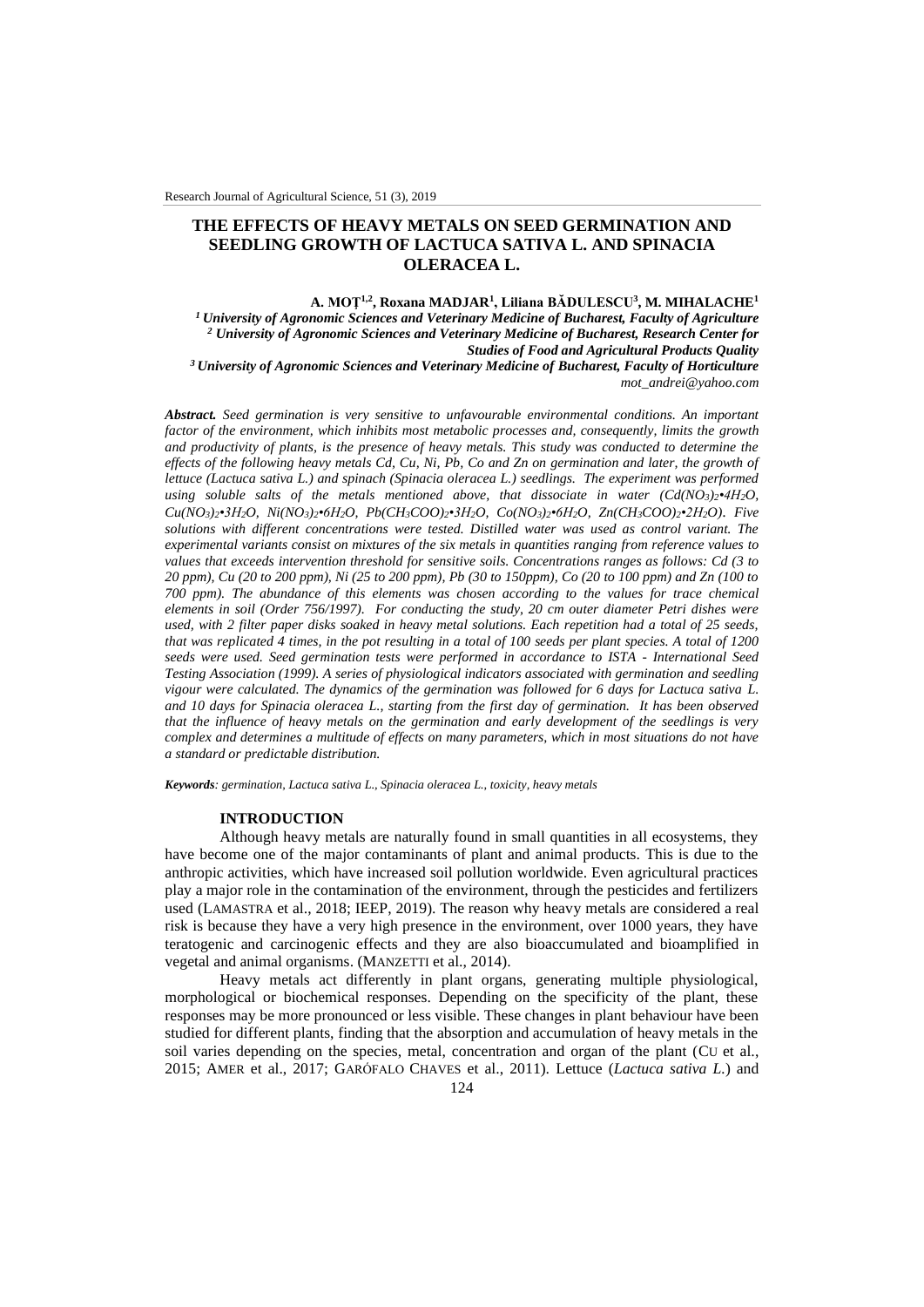# THE EFFECTS OF HEAVY METALS ON SEED GERMINATION AND SEEDLING GROWTH OF LACTUCA SATIVA L. AND SPINACIA OLERACEA L.

**A. MOȚ[1,2], Roxana MADJAR[1], Liliana BĂDULESCU[3], M. MIHALACHE[1]**

*[1] University of Agronomic Sciences and Veterinary Medicine of Bucharest, Faculty of Agriculture*
*[2] University of Agronomic Sciences and Veterinary Medicine of Bucharest, Research Center for Studies of Food and Agricultural Products Quality*
*[3] University of Agronomic Sciences and Veterinary Medicine of Bucharest, Faculty of Horticulture*
*mot_andrei@yahoo.com*

***Abstract.*** *Seed germination is very sensitive to unfavourable environmental conditions. An important factor of the environment, which inhibits most metabolic processes and, consequently, limits the growth and productivity of plants, is the presence of heavy metals. This study was conducted to determine the effects of the following heavy metals Cd, Cu, Ni, Pb, Co and Zn on germination and later, the growth of lettuce (Lactuca sativa L.) and spinach (Spinacia oleracea L.) seedlings. The experiment was performed using soluble salts of the metals mentioned above, that dissociate in water ($Cd(NO_3)_2{\bullet}4H_2O$, $Cu(NO_3)_2{\bullet}3H_2O$, $Ni(NO_3)_2{\bullet}6H_2O$, $Pb(CH_3COO)_2{\bullet}3H_2O$, $Co(NO_3)_2{\bullet}6H_2O$, $Zn(CH_3COO)_2{\bullet}2H_2O$). Five solutions with different concentrations were tested. Distilled water was used as control variant. The experimental variants consist on mixtures of the six metals in quantities ranging from reference values to values that exceeds intervention threshold for sensitive soils. Concentrations ranges as follows: Cd (3 to 20 ppm), Cu (20 to 200 ppm), Ni (25 to 200 ppm), Pb (30 to 150ppm), Co (20 to 100 ppm) and Zn (100 to 700 ppm). The abundance of this elements was chosen according to the values for trace chemical elements in soil (Order 756/1997). For conducting the study, 20 cm outer diameter Petri dishes were used, with 2 filter paper disks soaked in heavy metal solutions. Each repetition had a total of 25 seeds, that was replicated 4 times, in the pot resulting in a total of 100 seeds per plant species. A total of 1200 seeds were used. Seed germination tests were performed in accordance to ISTA - International Seed Testing Association (1999). A series of physiological indicators associated with germination and seedling vigour were calculated. The dynamics of the germination was followed for 6 days for Lactuca sativa L. and 10 days for Spinacia oleracea L., starting from the first day of germination. It has been observed that the influence of heavy metals on the germination and early development of the seedlings is very complex and determines a multitude of effects on many parameters, which in most situations do not have a standard or predictable distribution.*

***Keywords****: germination, Lactuca sativa L., Spinacia oleracea L., toxicity, heavy metals*

## INTRODUCTION

Although heavy metals are naturally found in small quantities in all ecosystems, they have become one of the major contaminants of plant and animal products. This is due to the anthropic activities, which have increased soil pollution worldwide. Even agricultural practices play a major role in the contamination of the environment, through the pesticides and fertilizers used (LAMASTRA et al., 2018; IEEP, 2019). The reason why heavy metals are considered a real risk is because they have a very high presence in the environment, over 1000 years, they have teratogenic and carcinogenic effects and they are also bioaccumulated and bioamplified in vegetal and animal organisms. (MANZETTI et al., 2014).

Heavy metals act differently in plant organs, generating multiple physiological, morphological or biochemical responses. Depending on the specificity of the plant, these responses may be more pronounced or less visible. These changes in plant behaviour have been studied for different plants, finding that the absorption and accumulation of heavy metals in the soil varies depending on the species, metal, concentration and organ of the plant (CU et al., 2015; AMER et al., 2017; GARÓFALO CHAVES et al., 2011). Lettuce (*Lactuca sativa L.*) and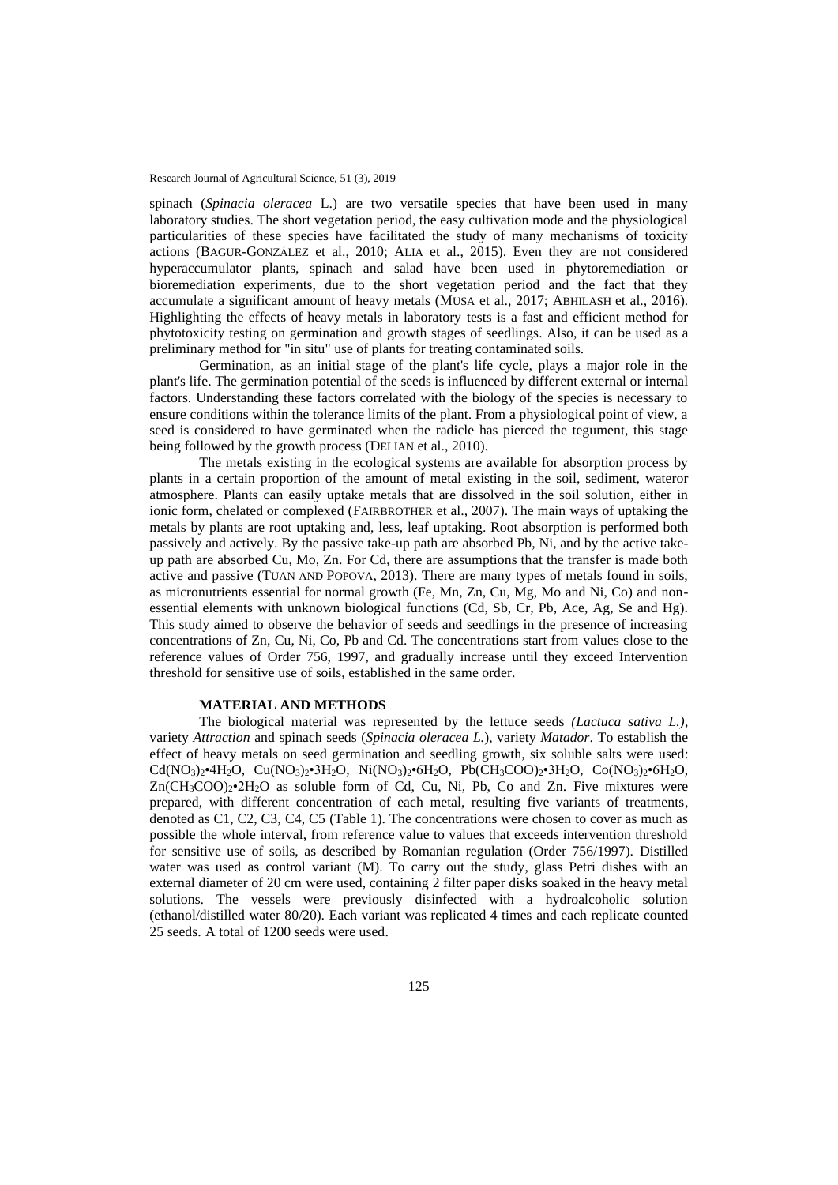spinach (*Spinacia oleracea* L.) are two versatile species that have been used in many laboratory studies. The short vegetation period, the easy cultivation mode and the physiological particularities of these species have facilitated the study of many mechanisms of toxicity actions (BAGUR-GONZÁLEZ et al., 2010; ALIA et al., 2015). Even they are not considered hyperaccumulator plants, spinach and salad have been used in phytoremediation or bioremediation experiments, due to the short vegetation period and the fact that they accumulate a significant amount of heavy metals (MUSA et al., 2017; ABHILASH et al., 2016). Highlighting the effects of heavy metals in laboratory tests is a fast and efficient method for phytotoxicity testing on germination and growth stages of seedlings. Also, it can be used as a preliminary method for "in situ" use of plants for treating contaminated soils.

Germination, as an initial stage of the plant's life cycle, plays a major role in the plant's life. The germination potential of the seeds is influenced by different external or internal factors. Understanding these factors correlated with the biology of the species is necessary to ensure conditions within the tolerance limits of the plant. From a physiological point of view, a seed is considered to have germinated when the radicle has pierced the tegument, this stage being followed by the growth process (DELIAN et al., 2010).

The metals existing in the ecological systems are available for absorption process by plants in a certain proportion of the amount of metal existing in the soil, sediment, wateror atmosphere. Plants can easily uptake metals that are dissolved in the soil solution, either in ionic form, chelated or complexed (FAIRBROTHER et al., 2007). The main ways of uptaking the metals by plants are root uptaking and, less, leaf uptaking. Root absorption is performed both passively and actively. By the passive take-up path are absorbed Pb, Ni, and by the active take-up path are absorbed Cu, Mo, Zn. For Cd, there are assumptions that the transfer is made both active and passive (TUAN AND POPOVA, 2013). There are many types of metals found in soils, as micronutrients essential for normal growth (Fe, Mn, Zn, Cu, Mg, Mo and Ni, Co) and non-essential elements with unknown biological functions (Cd, Sb, Cr, Pb, Ace, Ag, Se and Hg). This study aimed to observe the behavior of seeds and seedlings in the presence of increasing concentrations of Zn, Cu, Ni, Co, Pb and Cd. The concentrations start from values close to the reference values of Order 756, 1997, and gradually increase until they exceed Intervention threshold for sensitive use of soils, established in the same order.

## MATERIAL AND METHODS

The biological material was represented by the lettuce seeds *(Lactuca sativa L.)*, variety *Attraction* and spinach seeds (*Spinacia oleracea L.*), variety *Matador*. To establish the effect of heavy metals on seed germination and seedling growth, six soluble salts were used: $Cd(NO_3)_2{\bullet}4H_2O$, $Cu(NO_3)_2{\bullet}3H_2O$, $Ni(NO_3)_2{\bullet}6H_2O$, $Pb(CH_3COO)_2{\bullet}3H_2O$, $Co(NO_3)_2{\bullet}6H_2O$, $Zn(CH_3COO)_2{\bullet}2H_2O$ as soluble form of Cd, Cu, Ni, Pb, Co and Zn. Five mixtures were prepared, with different concentration of each metal, resulting five variants of treatments, denoted as C1, C2, C3, C4, C5 (Table 1). The concentrations were chosen to cover as much as possible the whole interval, from reference value to values that exceeds intervention threshold for sensitive use of soils, as described by Romanian regulation (Order 756/1997). Distilled water was used as control variant (M). To carry out the study, glass Petri dishes with an external diameter of 20 cm were used, containing 2 filter paper disks soaked in the heavy metal solutions. The vessels were previously disinfected with a hydroalcoholic solution (ethanol/distilled water 80/20). Each variant was replicated 4 times and each replicate counted 25 seeds. A total of 1200 seeds were used.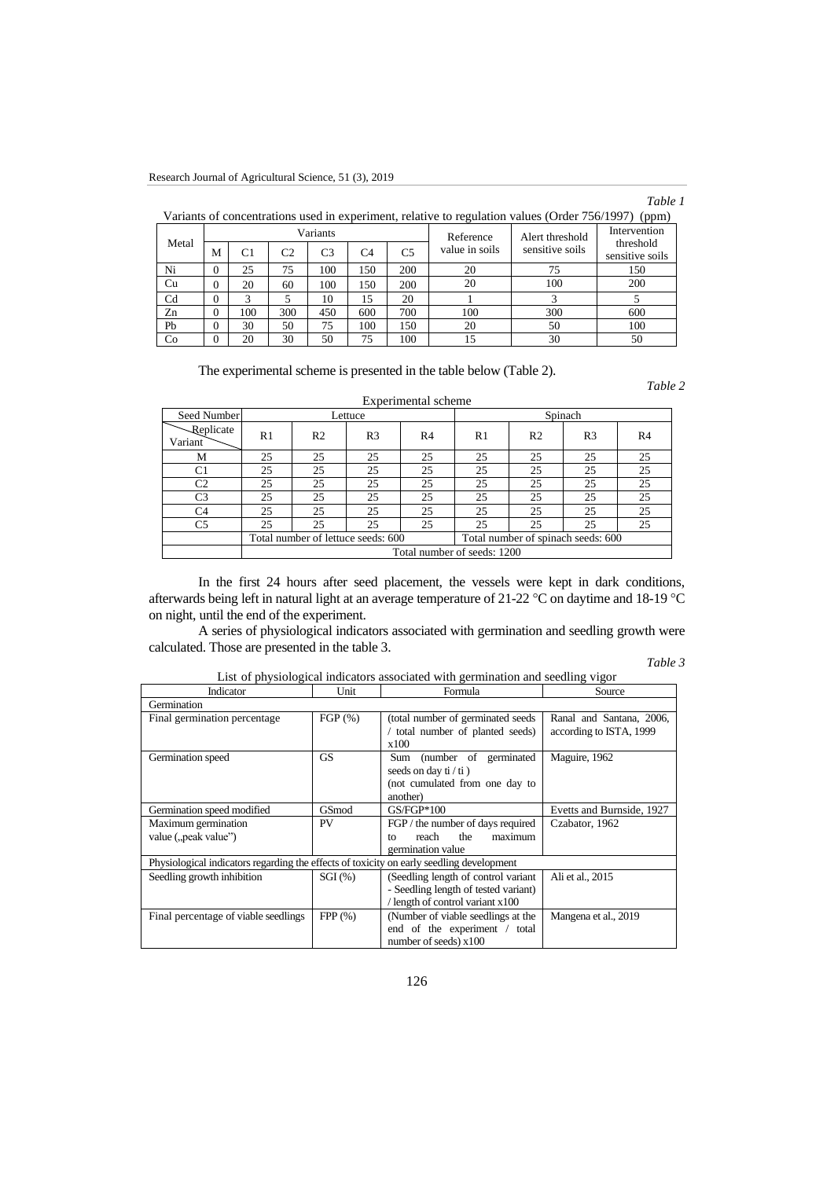*Table 1*

Variants of concentrations used in experiment, relative to regulation values (Order 756/1997) (ppm)

| Metal | Variants | | | | | | Reference value in soils | Alert threshold sensitive soils | Intervention threshold sensitive soils |
|---|---|---|---|---|---|---|---|---|---|
| | M | C1 | C2 | C3 | C4 | C5 | | | |
| Ni | 0 | 25 | 75 | 100 | 150 | 200 | 20 | 75 | 150 |
| Cu | 0 | 20 | 60 | 100 | 150 | 200 | 20 | 100 | 200 |
| Cd | 0 | 3 | 5 | 10 | 15 | 20 | 1 | 3 | 5 |
| Zn | 0 | 100 | 300 | 450 | 600 | 700 | 100 | 300 | 600 |
| Pb | 0 | 30 | 50 | 75 | 100 | 150 | 20 | 50 | 100 |
| Co | 0 | 20 | 30 | 50 | 75 | 100 | 15 | 30 | 50 |

The experimental scheme is presented in the table below (Table 2).

*Table 2*

Experimental scheme

| Seed Number | Lettuce | | | | Spinach | | | |
|---|---|---|---|---|---|---|---|---|
| Replicate / Variant | R1 | R2 | R3 | R4 | R1 | R2 | R3 | R4 |
| M | 25 | 25 | 25 | 25 | 25 | 25 | 25 | 25 |
| C1 | 25 | 25 | 25 | 25 | 25 | 25 | 25 | 25 |
| C2 | 25 | 25 | 25 | 25 | 25 | 25 | 25 | 25 |
| C3 | 25 | 25 | 25 | 25 | 25 | 25 | 25 | 25 |
| C4 | 25 | 25 | 25 | 25 | 25 | 25 | 25 | 25 |
| C5 | 25 | 25 | 25 | 25 | 25 | 25 | 25 | 25 |
| | Total number of lettuce seeds: 600 | | | | Total number of spinach seeds: 600 | | | |
| | Total number of seeds: 1200 | | | | | | | |

In the first 24 hours after seed placement, the vessels were kept in dark conditions, afterwards being left in natural light at an average temperature of 21-22 °C on daytime and 18-19 °C on night, until the end of the experiment.

A series of physiological indicators associated with germination and seedling growth were calculated. Those are presented in the table 3.

*Table 3*

List of physiological indicators associated with germination and seedling vigor

| Indicator | Unit | Formula | Source |
|---|---|---|---|
| Germination | | | |
| Final germination percentage | FGP (%) | (total number of germinated seeds / total number of planted seeds) x100 | Ranal and Santana, 2006, according to ISTA, 1999 |
| Germination speed | GS | Sum (number of germinated seeds on day ti / ti ) (not cumulated from one day to another) | Maguire, 1962 |
| Germination speed modified | GSmod | GS/FGP*100 | Evetts and Burnside, 1927 |
| Maximum germination value („peak value") | PV | FGP / the number of days required to reach the maximum germination value | Czabator, 1962 |
| Physiological indicators regarding the effects of toxicity on early seedling development | | | |
| Seedling growth inhibition | SGI (%) | (Seedling length of control variant - Seedling length of tested variant) / length of control variant x100 | Ali et al., 2015 |
| Final percentage of viable seedlings | FPP (%) | (Number of viable seedlings at the end of the experiment / total number of seeds) x100 | Mangena et al., 2019 |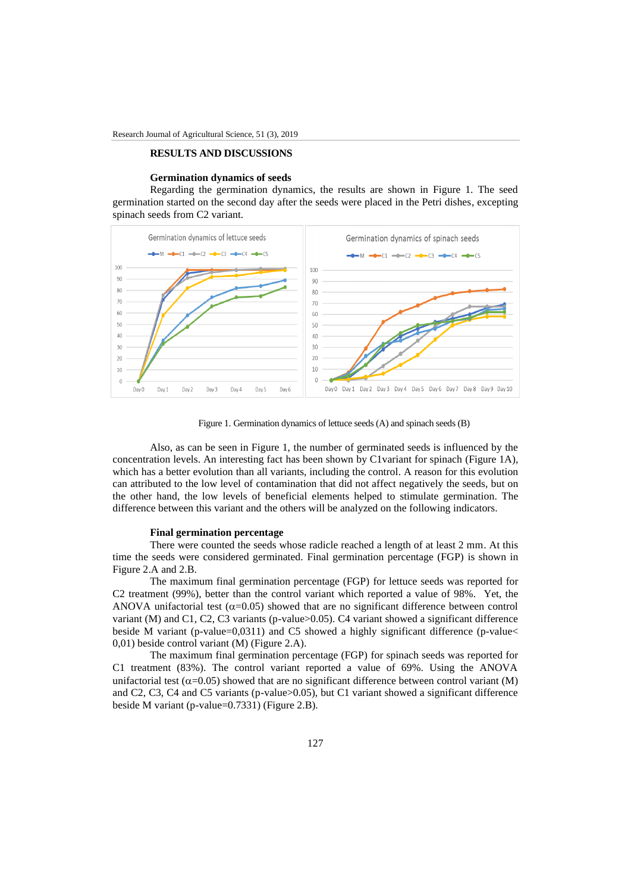## RESULTS AND DISCUSSIONS

### Germination dynamics of seeds

Regarding the germination dynamics, the results are shown in Figure 1. The seed germination started on the second day after the seeds were placed in the Petri dishes, excepting spinach seeds from C2 variant.

Figure 1. Germination dynamics of lettuce seeds (A) and spinach seeds (B)

Also, as can be seen in Figure 1, the number of germinated seeds is influenced by the concentration levels. An interesting fact has been shown by C1variant for spinach (Figure 1A), which has a better evolution than all variants, including the control. A reason for this evolution can attributed to the low level of contamination that did not affect negatively the seeds, but on the other hand, the low levels of beneficial elements helped to stimulate germination. The difference between this variant and the others will be analyzed on the following indicators.

### Final germination percentage

There were counted the seeds whose radicle reached a length of at least 2 mm. At this time the seeds were considered germinated. Final germination percentage (FGP) is shown in Figure 2.A and 2.B.

The maximum final germination percentage (FGP) for lettuce seeds was reported for C2 treatment (99%), better than the control variant which reported a value of 98%. Yet, the ANOVA unifactorial test ($\alpha$=0.05) showed that are no significant difference between control variant (M) and C1, C2, C3 variants (p-value>0.05). C4 variant showed a significant difference beside M variant (p-value=0,0311) and C5 showed a highly significant difference (p-value< 0,01) beside control variant (M) (Figure 2.A).

The maximum final germination percentage (FGP) for spinach seeds was reported for C1 treatment (83%). The control variant reported a value of 69%. Using the ANOVA unifactorial test ($\alpha$=0.05) showed that are no significant difference between control variant (M) and C2, C3, C4 and C5 variants (p-value>0.05), but C1 variant showed a significant difference beside M variant (p-value=0.7331) (Figure 2.B).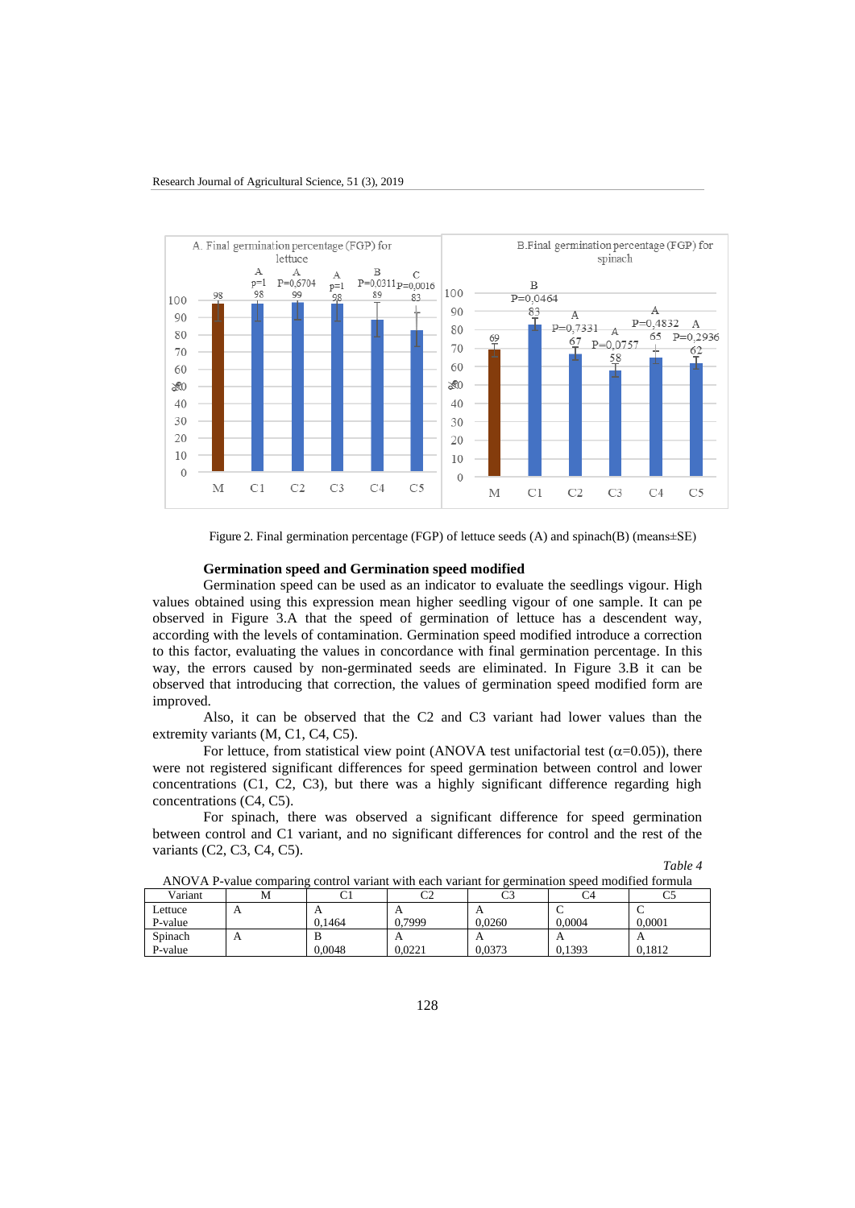Figure 2. Final germination percentage (FGP) of lettuce seeds (A) and spinach(B) (means±SE)

### Germination speed and Germination speed modified

Germination speed can be used as an indicator to evaluate the seedlings vigour. High values obtained using this expression mean higher seedling vigour of one sample. It can pe observed in Figure 3.A that the speed of germination of lettuce has a descendent way, according with the levels of contamination. Germination speed modified introduce a correction to this factor, evaluating the values in concordance with final germination percentage. In this way, the errors caused by non-germinated seeds are eliminated. In Figure 3.B it can be observed that introducing that correction, the values of germination speed modified form are improved.

Also, it can be observed that the C2 and C3 variant had lower values than the extremity variants (M, C1, C4, C5).

For lettuce, from statistical view point (ANOVA test unifactorial test ($\alpha$=0.05)), there were not registered significant differences for speed germination between control and lower concentrations (C1, C2, C3), but there was a highly significant difference regarding high concentrations (C4, C5).

For spinach, there was observed a significant difference for speed germination between control and C1 variant, and no significant differences for control and the rest of the variants (C2, C3, C4, C5).

*Table 4*

ANOVA P-value comparing control variant with each variant for germination speed modified formula

| Variant | M | C1 | C2 | C3 | C4 | C5 |
|---|---|---|---|---|---|---|
| Lettuce<br>P-value | A | A<br>0,1464 | A<br>0,7999 | A<br>0,0260 | C<br>0,0004 | C<br>0,0001 |
| Spinach<br>P-value | A | B<br>0,0048 | A<br>0,0221 | A<br>0,0373 | A<br>0,1393 | A<br>0,1812 |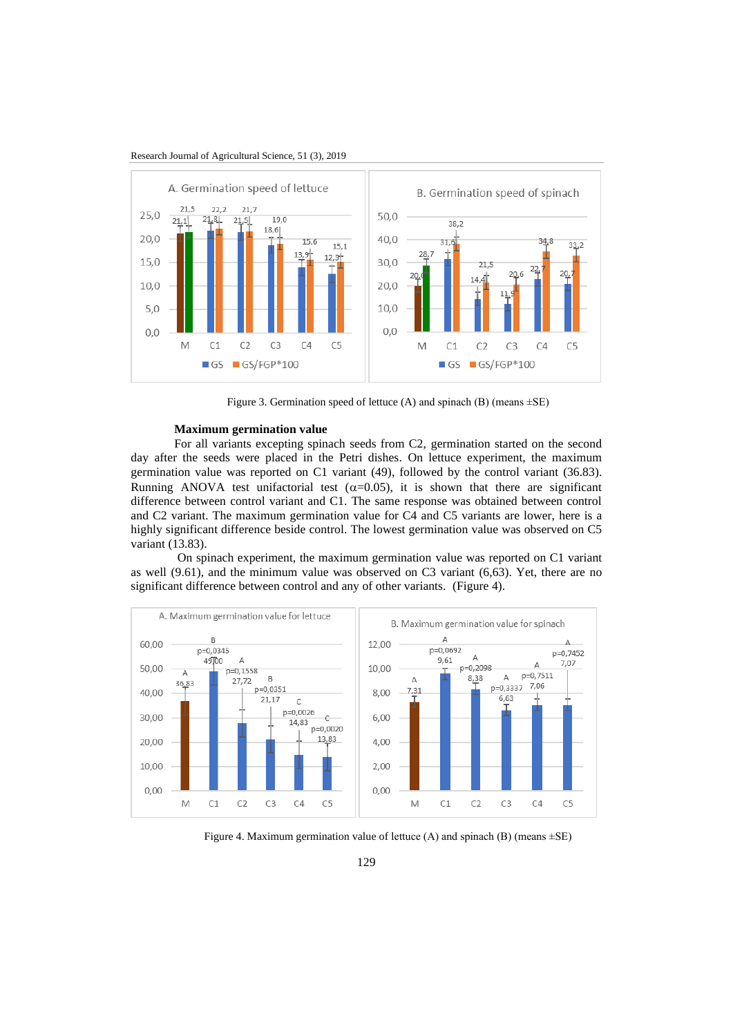Figure 3. Germination speed of lettuce (A) and spinach (B) (means ±SE)

### Maximum germination value

For all variants excepting spinach seeds from C2, germination started on the second day after the seeds were placed in the Petri dishes. On lettuce experiment, the maximum germination value was reported on C1 variant (49), followed by the control variant (36.83). Running ANOVA test unifactorial test ($\alpha$=0.05), it is shown that there are significant difference between control variant and C1. The same response was obtained between control and C2 variant. The maximum germination value for C4 and C5 variants are lower, here is a highly significant difference beside control. The lowest germination value was observed on C5 variant (13.83).

On spinach experiment, the maximum germination value was reported on C1 variant as well (9.61), and the minimum value was observed on C3 variant (6,63). Yet, there are no significant difference between control and any of other variants. (Figure 4).

Figure 4. Maximum germination value of lettuce (A) and spinach (B) (means ±SE)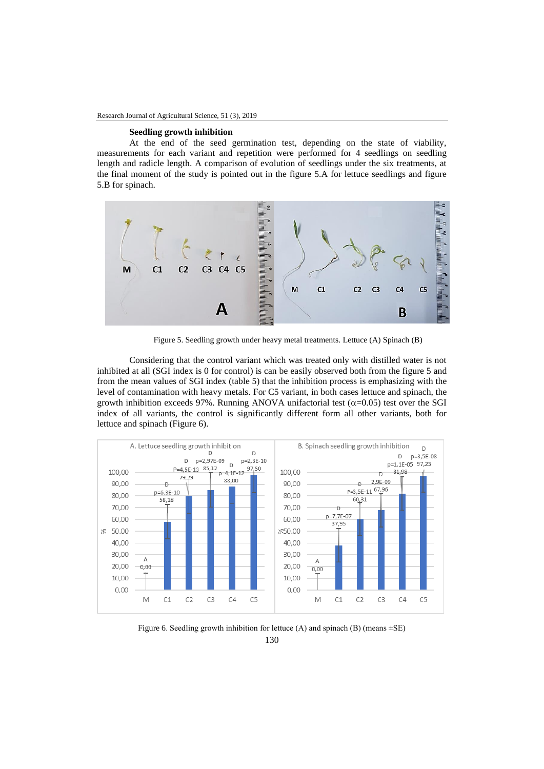### Seedling growth inhibition

At the end of the seed germination test, depending on the state of viability, measurements for each variant and repetition were performed for 4 seedlings on seedling length and radicle length. A comparison of evolution of seedlings under the six treatments, at the final moment of the study is pointed out in the figure 5.A for lettuce seedlings and figure 5.B for spinach.

Figure 5. Seedling growth under heavy metal treatments. Lettuce (A) Spinach (B)

Considering that the control variant which was treated only with distilled water is not inhibited at all (SGI index is 0 for control) is can be easily observed both from the figure 5 and from the mean values of SGI index (table 5) that the inhibition process is emphasizing with the level of contamination with heavy metals. For C5 variant, in both cases lettuce and spinach, the growth inhibition exceeds 97%. Running ANOVA unifactorial test ($\alpha$=0.05) test over the SGI index of all variants, the control is significantly different form all other variants, both for lettuce and spinach (Figure 6).

Figure 6. Seedling growth inhibition for lettuce (A) and spinach (B) (means ±SE)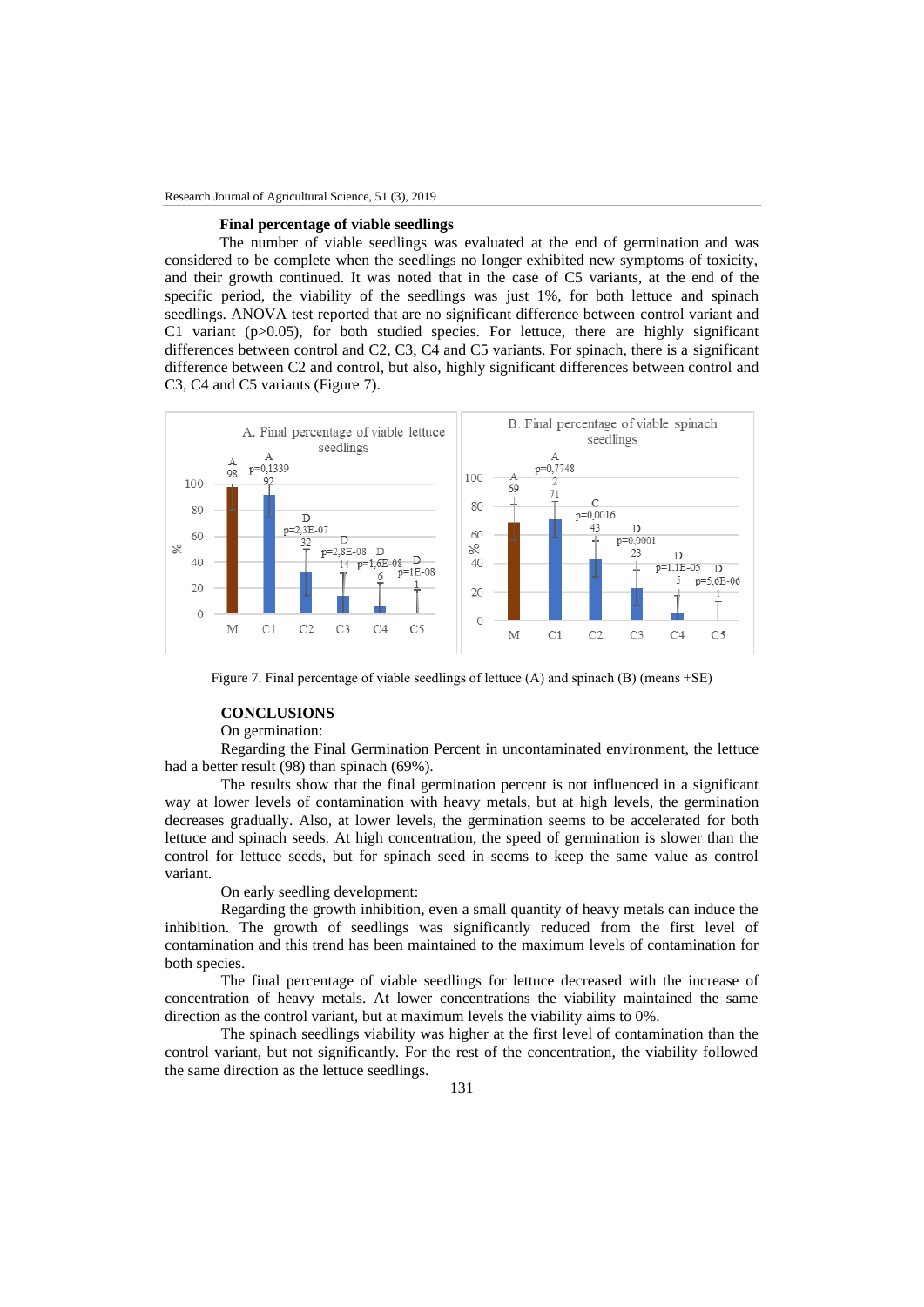## Final percentage of viable seedlings

The number of viable seedlings was evaluated at the end of germination and was considered to be complete when the seedlings no longer exhibited new symptoms of toxicity, and their growth continued. It was noted that in the case of C5 variants, at the end of the specific period, the viability of the seedlings was just 1%, for both lettuce and spinach seedlings. ANOVA test reported that are no significant difference between control variant and C1 variant ($p>0.05$), for both studied species. For lettuce, there are highly significant differences between control and C2, C3, C4 and C5 variants. For spinach, there is a significant difference between C2 and control, but also, highly significant differences between control and C3, C4 and C5 variants (Figure 7).

Figure 7. Final percentage of viable seedlings of lettuce (A) and spinach (B) (means ±SE)

## CONCLUSIONS

On germination:

Regarding the Final Germination Percent in uncontaminated environment, the lettuce had a better result (98) than spinach (69%).

The results show that the final germination percent is not influenced in a significant way at lower levels of contamination with heavy metals, but at high levels, the germination decreases gradually. Also, at lower levels, the germination seems to be accelerated for both lettuce and spinach seeds. At high concentration, the speed of germination is slower than the control for lettuce seeds, but for spinach seed in seems to keep the same value as control variant.

On early seedling development:

Regarding the growth inhibition, even a small quantity of heavy metals can induce the inhibition. The growth of seedlings was significantly reduced from the first level of contamination and this trend has been maintained to the maximum levels of contamination for both species.

The final percentage of viable seedlings for lettuce decreased with the increase of concentration of heavy metals. At lower concentrations the viability maintained the same direction as the control variant, but at maximum levels the viability aims to 0%.

The spinach seedlings viability was higher at the first level of contamination than the control variant, but not significantly. For the rest of the concentration, the viability followed the same direction as the lettuce seedlings.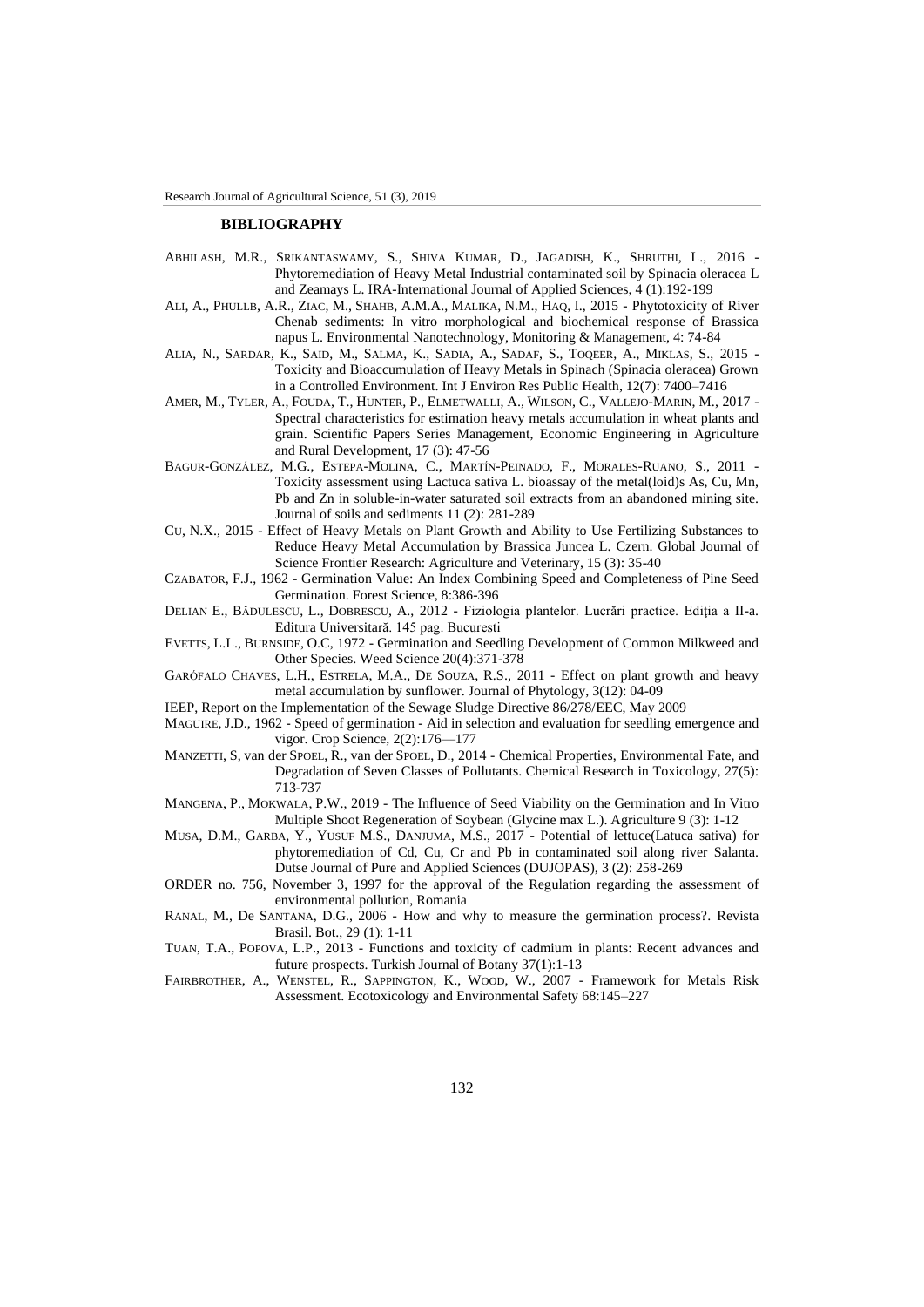## BIBLIOGRAPHY

ABHILASH, M.R., SRIKANTASWAMY, S., SHIVA KUMAR, D., JAGADISH, K., SHRUTHI, L., 2016 - Phytoremediation of Heavy Metal Industrial contaminated soil by Spinacia oleracea L and Zeamays L. IRA-International Journal of Applied Sciences, 4 (1):192-199

ALI, A., PHULLB, A.R., ZIAC, M., SHAHB, A.M.A., MALIKA, N.M., HAQ, I., 2015 - Phytotoxicity of River Chenab sediments: In vitro morphological and biochemical response of Brassica napus L. Environmental Nanotechnology, Monitoring & Management, 4: 74-84

ALIA, N., SARDAR, K., SAID, M., SALMA, K., SADIA, A., SADAF, S., TOQEER, A., MIKLAS, S., 2015 - Toxicity and Bioaccumulation of Heavy Metals in Spinach (Spinacia oleracea) Grown in a Controlled Environment. Int J Environ Res Public Health, 12(7): 7400–7416

AMER, M., TYLER, A., FOUDA, T., HUNTER, P., ELMETWALLI, A., WILSON, C., VALLEJO-MARIN, M., 2017 - Spectral characteristics for estimation heavy metals accumulation in wheat plants and grain. Scientific Papers Series Management, Economic Engineering in Agriculture and Rural Development, 17 (3): 47-56

BAGUR-GONZÁLEZ, M.G., ESTEPA-MOLINA, C., MARTÍN-PEINADO, F., MORALES-RUANO, S., 2011 - Toxicity assessment using Lactuca sativa L. bioassay of the metal(loid)s As, Cu, Mn, Pb and Zn in soluble-in-water saturated soil extracts from an abandoned mining site. Journal of soils and sediments 11 (2): 281-289

CU, N.X., 2015 - Effect of Heavy Metals on Plant Growth and Ability to Use Fertilizing Substances to Reduce Heavy Metal Accumulation by Brassica Juncea L. Czern. Global Journal of Science Frontier Research: Agriculture and Veterinary, 15 (3): 35-40

CZABATOR, F.J., 1962 - Germination Value: An Index Combining Speed and Completeness of Pine Seed Germination. Forest Science, 8:386-396

DELIAN E., BĂDULESCU, L., DOBRESCU, A., 2012 - Fiziologia plantelor. Lucrări practice. Ediția a II-a. Editura Universitară. 145 pag. Bucuresti

EVETTS, L.L., BURNSIDE, O.C, 1972 - Germination and Seedling Development of Common Milkweed and Other Species. Weed Science 20(4):371-378

GARÓFALO CHAVES, L.H., ESTRELA, M.A., DE SOUZA, R.S., 2011 - Effect on plant growth and heavy metal accumulation by sunflower. Journal of Phytology, 3(12): 04-09

IEEP, Report on the Implementation of the Sewage Sludge Directive 86/278/EEC, May 2009

MAGUIRE, J.D., 1962 - Speed of germination - Aid in selection and evaluation for seedling emergence and vigor. Crop Science, 2(2):176—177

MANZETTI, S, van der SPOEL, R., van der SPOEL, D., 2014 - Chemical Properties, Environmental Fate, and Degradation of Seven Classes of Pollutants. Chemical Research in Toxicology, 27(5): 713-737

MANGENA, P., MOKWALA, P.W., 2019 - The Influence of Seed Viability on the Germination and In Vitro Multiple Shoot Regeneration of Soybean (Glycine max L.). Agriculture 9 (3): 1-12

MUSA, D.M., GARBA, Y., YUSUF M.S., DANJUMA, M.S., 2017 - Potential of lettuce(Latuca sativa) for phytoremediation of Cd, Cu, Cr and Pb in contaminated soil along river Salanta. Dutse Journal of Pure and Applied Sciences (DUJOPAS), 3 (2): 258-269

ORDER no. 756, November 3, 1997 for the approval of the Regulation regarding the assessment of environmental pollution, Romania

RANAL, M., De SANTANA, D.G., 2006 - How and why to measure the germination process?. Revista Brasil. Bot., 29 (1): 1-11

TUAN, T.A., POPOVA, L.P., 2013 - Functions and toxicity of cadmium in plants: Recent advances and future prospects. Turkish Journal of Botany 37(1):1-13

FAIRBROTHER, A., WENSTEL, R., SAPPINGTON, K., WOOD, W., 2007 - Framework for Metals Risk Assessment. Ecotoxicology and Environmental Safety 68:145–227